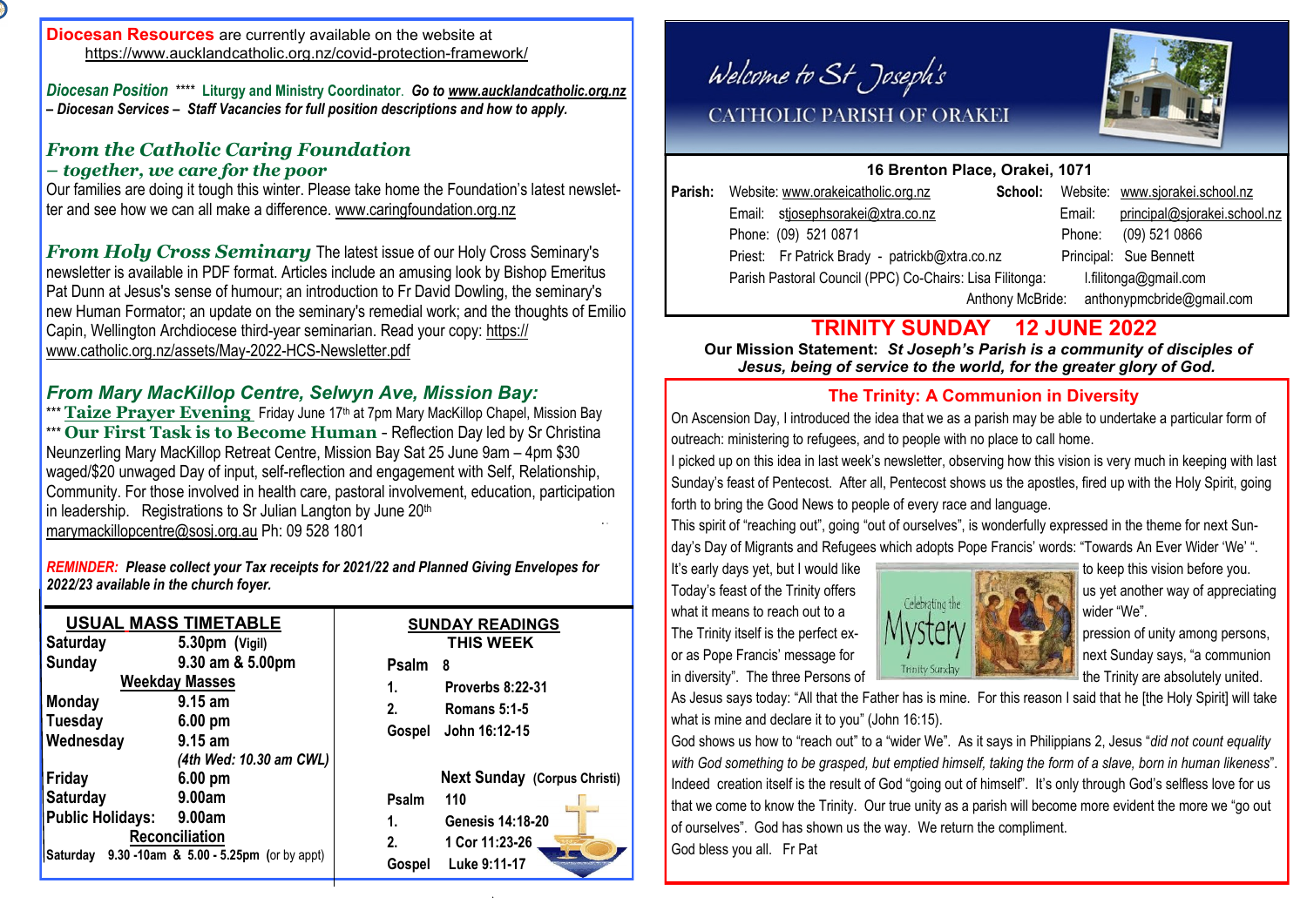**Diocesan Resources** are currently available on the website at https://www.aucklandcatholic.org.nz/covid-protection-framework/

***Diocesan Position* \*\*\*\* Liturgy and Ministry Coordinator. Go to www.aucklandcatholic.org.nz – Diocesan Services – Staff Vacancies for full position descriptions and how to apply.**

## *From the Catholic Caring Foundation – together, we care for the poor*

Our families are doing it tough this winter. Please take home the Foundation's latest newsletter and see how we can all make a difference. www.caringfoundation.org.nz

***From Holy Cross Seminary*** The latest issue of our Holy Cross Seminary's newsletter is available in PDF format. Articles include an amusing look by Bishop Emeritus Pat Dunn at Jesus's sense of humour; an introduction to Fr David Dowling, the seminary's new Human Formator; an update on the seminary's remedial work; and the thoughts of Emilio Capin, Wellington Archdiocese third-year seminarian. Read your copy: https://www.catholic.org.nz/assets/May-2022-HCS-Newsletter.pdf

## *From Mary MacKillop Centre, Selwyn Ave, Mission Bay:*

\*\*\* **Taize Prayer Evening** Friday June 17th at 7pm Mary MacKillop Chapel, Mission Bay
\*\*\* **Our First Task is to Become Human** - Reflection Day led by Sr Christina Neunzerling Mary MacKillop Retreat Centre, Mission Bay Sat 25 June 9am – 4pm $30 waged/$20 unwaged Day of input, self-reflection and engagement with Self, Relationship, Community. For those involved in health care, pastoral involvement, education, participation in leadership. Registrations to Sr Julian Langton by June 20th marymackillopcentre@sosj.org.au Ph: 09 528 1801

***REMINDER:* *Please collect your Tax receipts for 2021/22 and Planned Giving Envelopes for 2022/23 available in the church foyer.***

### USUAL MASS TIMETABLE

| | |
|---|---|
| **Saturday** | **5.30pm (Vigil)** |
| **Sunday** | **9.30 am & 5.00pm** |
| **Weekday Masses** | |
| **Monday** | **9.15 am** |
| **Tuesday** | **6.00 pm** |
| **Wednesday** | **9.15 am** *(4th Wed: 10.30 am CWL)* |
| **Friday** | **6.00 pm** |
| **Saturday** | **9.00am** |
| **Public Holidays:** | **9.00am** |
| **Reconciliation** | |
| **Saturday** | **9.30 -10am & 5.00 - 5.25pm** (or by appt) |

### SUNDAY READINGS THIS WEEK

| | |
|---|---|
| **Psalm** | **8** |
| **1.** | **Proverbs 8:22-31** |
| **2.** | **Romans 5:1-5** |
| **Gospel** | **John 16:12-15** |

**Next Sunday (Corpus Christi)**

| | |
|---|---|
| **Psalm** | **110** |
| **1.** | **Genesis 14:18-20** |
| **2.** | **1 Cor 11:23-26** |
| **Gospel** | **Luke 9:11-17** |

# Welcome to St Joseph's
## CATHOLIC PARISH OF ORAKEI

**16 Brenton Place, Orakei, 1071**

**Parish:** Website: www.orakeicatholic.org.nz
Email: stjosephsorakei@xtra.co.nz
Phone: (09) 521 0871
Priest: Fr Patrick Brady - patrickb@xtra.co.nz
Parish Pastoral Council (PPC) Co-Chairs: Lisa Filitonga: l.filitonga@gmail.com
Anthony McBride: anthonypmcbride@gmail.com

**School:** Website: www.sjorakei.school.nz
Email: principal@sjorakei.school.nz
Phone: (09) 521 0866
Principal: Sue Bennett

# TRINITY SUNDAY 12 JUNE 2022

**Our Mission Statement: *St Joseph's Parish is a community of disciples of Jesus, being of service to the world, for the greater glory of God.***

## The Trinity: A Communion in Diversity

On Ascension Day, I introduced the idea that we as a parish may be able to undertake a particular form of outreach: ministering to refugees, and to people with no place to call home.

I picked up on this idea in last week's newsletter, observing how this vision is very much in keeping with last Sunday's feast of Pentecost. After all, Pentecost shows us the apostles, fired up with the Holy Spirit, going forth to bring the Good News to people of every race and language.

This spirit of "reaching out", going "out of ourselves", is wonderfully expressed in the theme for next Sunday's Day of Migrants and Refugees which adopts Pope Francis' words: "Towards An Ever Wider 'We' ".

It's early days yet, but I would like to keep this vision before you. Today's feast of the Trinity offers us yet another way of appreciating what it means to reach out to a wider "We". The Trinity itself is the perfect expression of unity among persons, or as Pope Francis' message for next Sunday says, "a communion in diversity". The three Persons of the Trinity are absolutely united.

As Jesus says today: "All that the Father has is mine. For this reason I said that he [the Holy Spirit] will take what is mine and declare it to you" (John 16:15).

God shows us how to "reach out" to a "wider We". As it says in Philippians 2, Jesus "*did not count equality with God something to be grasped, but emptied himself, taking the form of a slave, born in human likeness*". Indeed creation itself is the result of God "going out of himself". It's only through God's selfless love for us that we come to know the Trinity. Our true unity as a parish will become more evident the more we "go out of ourselves". God has shown us the way. We return the compliment.

God bless you all. Fr Pat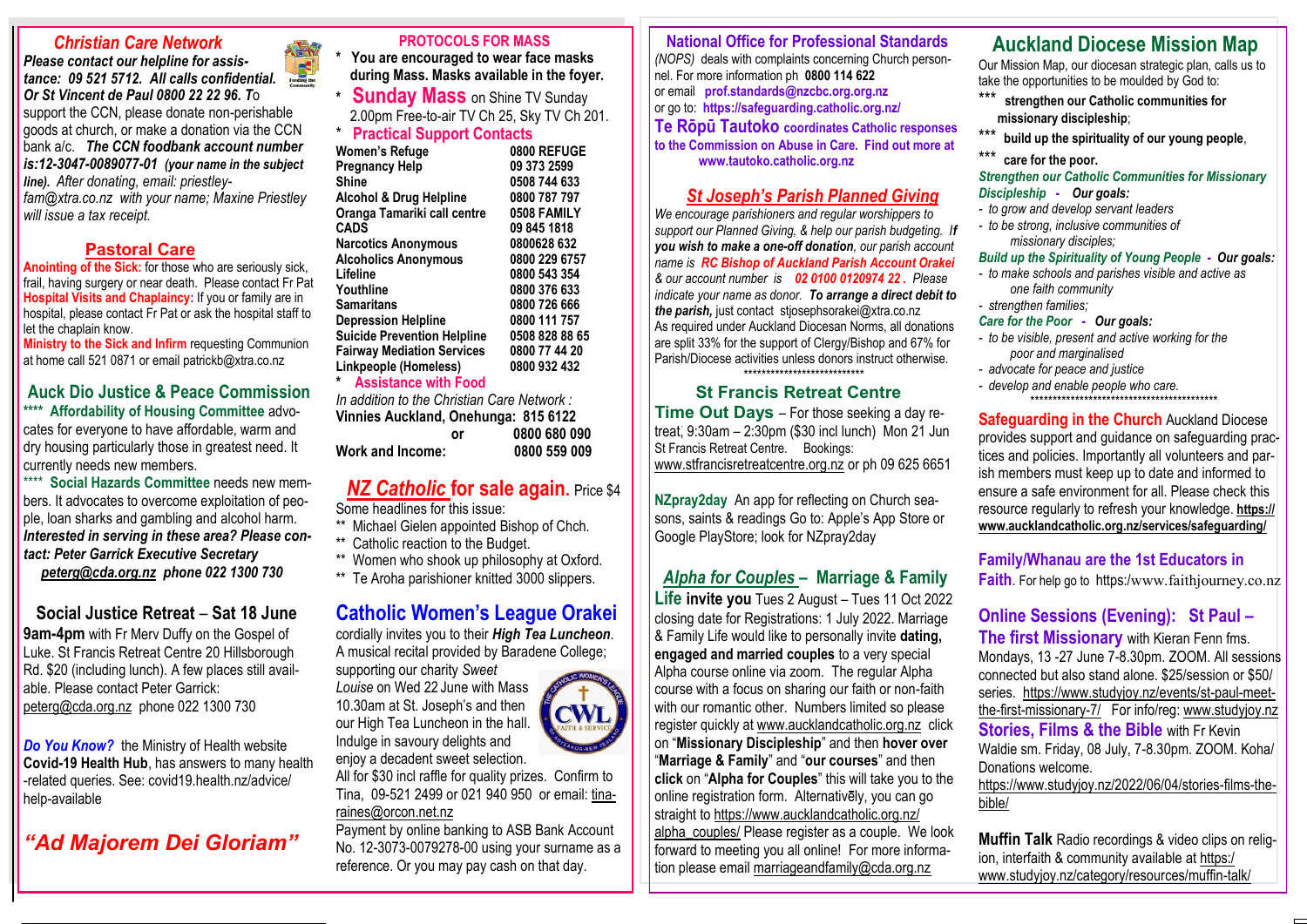## Christian Care Network

***Please contact our helpline for assistance: 09 521 5712. All calls confidential. Or St Vincent de Paul 0800 22 22 96.*** To support the CCN, please donate non-perishable goods at church, or make a donation via the CCN bank a/c. ***The CCN foodbank account number is:12-3047-0089077-01 (your name in the subject line).*** *After donating, email: priestley-fam@xtra.co.nz with your name; Maxine Priestley will issue a tax receipt.*

## Pastoral Care

**Anointing of the Sick:** for those who are seriously sick, frail, having surgery or near death. Please contact Fr Pat **Hospital Visits and Chaplaincy:** If you or family are in hospital, please contact Fr Pat or ask the hospital staff to let the chaplain know.
**Ministry to the Sick and Infirm** requesting Communion at home call 521 0871 or email patrickb@xtra.co.nz

## Auck Dio Justice & Peace Commission

**** **Affordability of Housing Committee** advocates for everyone to have affordable, warm and dry housing particularly those in greatest need. It currently needs new members.
**** **Social Hazards Committee** needs new members. It advocates to overcome exploitation of people, loan sharks and gambling and alcohol harm.
***Interested in serving in these area? Please contact: Peter Garrick Executive Secretary peterg@cda.org.nz phone 022 1300 730***

## Social Justice Retreat – Sat 18 June

**9am-4pm** with Fr Merv Duffy on the Gospel of Luke. St Francis Retreat Centre 20 Hillsborough Rd. $20 (including lunch). A few places still available. Please contact Peter Garrick: peterg@cda.org.nz phone 022 1300 730

***Do You Know?*** the Ministry of Health website **Covid-19 Health Hub,** has answers to many health -related queries. See: covid19.health.nz/advice/help-available

***"Ad Majorem Dei Gloriam"***

## PROTOCOLS FOR MASS

- **You are encouraged to wear face masks during Mass. Masks available in the foyer.**
- **Sunday Mass** on Shine TV Sunday 2.00pm Free-to-air TV Ch 25, Sky TV Ch 201.
- **Practical Support Contacts**

| | |
|---|---|
| Women's Refuge | 0800 REFUGE |
| Pregnancy Help | 09 373 2599 |
| Shine | 0508 744 633 |
| Alcohol & Drug Helpline | 0800 787 797 |
| Oranga Tamariki call centre | 0508 FAMILY |
| CADS | 09 845 1818 |
| Narcotics Anonymous | 0800628 632 |
| Alcoholics Anonymous | 0800 229 6757 |
| Lifeline | 0800 543 354 |
| Youthline | 0800 376 633 |
| Samaritans | 0800 726 666 |
| Depression Helpline | 0800 111 757 |
| Suicide Prevention Helpline | 0508 828 88 65 |
| Fairway Mediation Services | 0800 77 44 20 |
| Linkpeople (Homeless) | 0800 932 432 |

- **Assistance with Food**

*In addition to the Christian Care Network :*
**Vinnies Auckland, Onehunga: 815 6122 or 0800 680 090**
**Work and Income: 0800 559 009**

## *NZ Catholic* for sale again. Price $4

Some headlines for this issue:
** Michael Gielen appointed Bishop of Chch.
** Catholic reaction to the Budget.
** Women who shook up philosophy at Oxford.
** Te Aroha parishioner knitted 3000 slippers.

## Catholic Women's League Orakei

cordially invites you to their ***High Tea Luncheon***. A musical recital provided by Baradene College; supporting our charity *Sweet Louise* on Wed 22 June with Mass 10.30am at St. Joseph's and then our High Tea Luncheon in the hall. Indulge in savoury delights and enjoy a decadent sweet selection. All for $30 incl raffle for quality prizes. Confirm to Tina, 09-521 2499 or 021 940 950 or email: tina-raines@orcon.net.nz
Payment by online banking to ASB Bank Account No. 12-3073-0079278-00 using your surname as a reference. Or you may pay cash on that day.

## National Office for Professional Standards

*(NOPS)* deals with complaints concerning Church personnel. For more information ph **0800 114 622** or email **prof.standards@nzcbc.org.nz** or go to: **https://safeguarding.catholic.org.nz/**
**Te Rōpū Tautoko coordinates Catholic responses to the Commission on Abuse in Care. Find out more at www.tautoko.catholic.org.nz**

## *St Joseph's Parish Planned Giving*

*We encourage parishioners and regular worshippers to support our Planned Giving, & help our parish budgeting.* ***If you wish to make a one-off donation****, our parish account name is* ***RC Bishop of Auckland Parish Account Orakei*** *& our account number is* ***02 0100 0120974 22 .*** *Please indicate your name as donor.* ***To arrange a direct debit to the parish,*** just contact stjosephsorakei@xtra.co.nz
As required under Auckland Diocesan Norms, all donations are split 33% for the support of Clergy/Bishop and 67% for Parish/Diocese activities unless donors instruct otherwise.

## St Francis Retreat Centre

**Time Out Days** – For those seeking a day retreat, 9:30am – 2:30pm ($30 incl lunch) Mon 21 Jun St Francis Retreat Centre. Bookings: www.stfrancisretreatcentre.org.nz or ph 09 625 6651

**NZpray2day** An app for reflecting on Church seasons, saints & readings Go to: Apple's App Store or Google PlayStore; look for NZpray2day

## *Alpha for Couples* – Marriage & Family Life

**invite you** Tues 2 August – Tues 11 Oct 2022 closing date for Registrations: 1 July 2022. Marriage & Family Life would like to personally invite **dating, engaged and married couples** to a very special Alpha course online via zoom. The regular Alpha course with a focus on sharing our faith or non-faith with our romantic other. Numbers limited so please register quickly at www.aucklandcatholic.org.nz click on "**Missionary Discipleship**" and then **hover over** "**Marriage & Family**" and "**our courses**" and then **click** on "**Alpha for Couples**" this will take you to the online registration form. Alternatively, you can go straight to https://www.aucklandcatholic.org.nz/alpha_couples/ Please register as a couple. We look forward to meeting you all online! For more information please email marriageandfamily@cda.org.nz

## Auckland Diocese Mission Map

Our Mission Map, our diocesan strategic plan, calls us to take the opportunities to be moulded by God to:
*** **strengthen our Catholic communities for missionary discipleship**;
*** **build up the spirituality of our young people**,
*** **care for the poor.**

***Strengthen our Catholic Communities for Missionary Discipleship - Our goals:***
- *to grow and develop servant leaders*
- *to be strong, inclusive communities of missionary disciples;*

***Build up the Spirituality of Young People - Our goals:***
- *to make schools and parishes visible and active as one faith community*
- *strengthen families;*

***Care for the Poor - Our goals:***
- *to be visible, present and active working for the poor and marginalised*
- *advocate for peace and justice*
- *develop and enable people who care.*

**Safeguarding in the Church** Auckland Diocese provides support and guidance on safeguarding practices and policies. Importantly all volunteers and parish members must keep up to date and informed to ensure a safe environment for all. Please check this resource regularly to refresh your knowledge. **https://www.aucklandcatholic.org.nz/services/safeguarding/**

**Family/Whanau are the 1st Educators in Faith**. For help go to https:/www.faithjourney.co.nz

**Online Sessions (Evening): St Paul – The first Missionary** with Kieran Fenn fms. Mondays, 13 -27 June 7-8.30pm. ZOOM. All sessions connected but also stand alone. $25/session or $50/ series. https://www.studyjoy.nz/events/st-paul-meet-the-first-missionary-7/ For info/reg: www.studyjoy.nz
**Stories, Films & the Bible** with Fr Kevin Waldie sm. Friday, 08 July, 7-8.30pm. ZOOM. Koha/ Donations welcome.
https://www.studyjoy.nz/2022/06/04/stories-films-the-bible/

**Muffin Talk** Radio recordings & video clips on religion, interfaith & community available at https://www.studyjoy.nz/category/resources/muffin-talk/